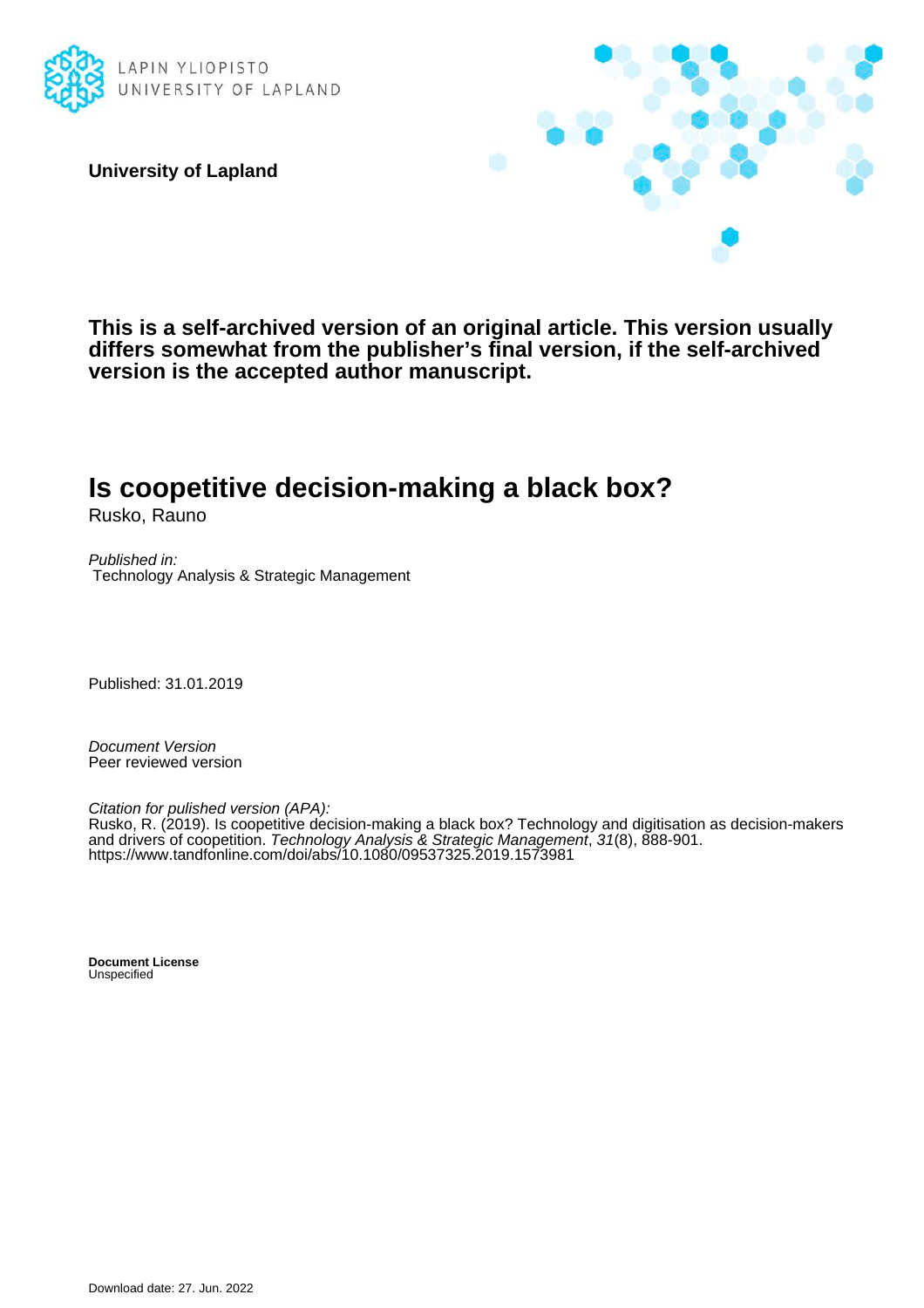LAPIN YLIOPISTO
UNIVERSITY OF LAPLAND

**University of Lapland**

**This is a self-archived version of an original article. This version usually differs somewhat from the publisher's final version, if the self-archived version is the accepted author manuscript.**

# Is coopetitive decision-making a black box?

Rusko, Rauno

*Published in:*
Technology Analysis & Strategic Management

Published: 31.01.2019

*Document Version*
Peer reviewed version

*Citation for pulished version (APA):*
Rusko, R. (2019). Is coopetitive decision-making a black box? Technology and digitisation as decision-makers and drivers of coopetition. *Technology Analysis & Strategic Management*, *31*(8), 888-901.
https://www.tandfonline.com/doi/abs/10.1080/09537325.2019.1573981

**Document License**
Unspecified

Download date: 27. Jun. 2022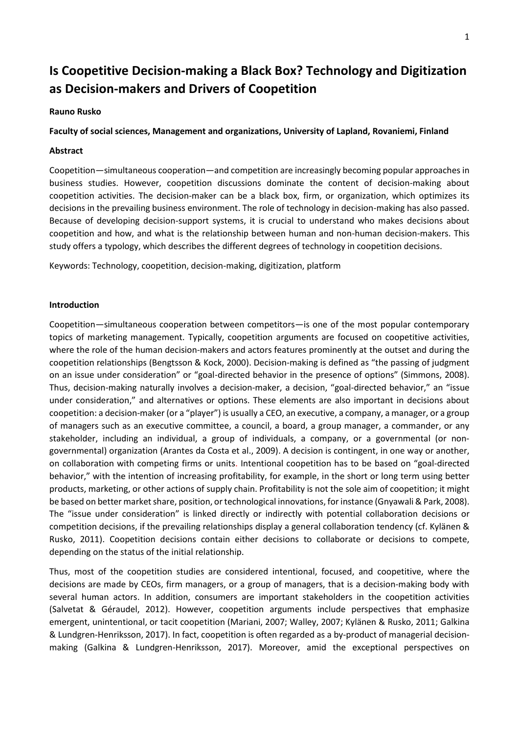# Is Coopetitive Decision-making a Black Box? Technology and Digitization as Decision-makers and Drivers of Coopetition

**Rauno Rusko**

**Faculty of social sciences, Management and organizations, University of Lapland, Rovaniemi, Finland**

**Abstract**

Coopetition—simultaneous cooperation—and competition are increasingly becoming popular approaches in business studies. However, coopetition discussions dominate the content of decision-making about coopetition activities. The decision-maker can be a black box, firm, or organization, which optimizes its decisions in the prevailing business environment. The role of technology in decision-making has also passed. Because of developing decision-support systems, it is crucial to understand who makes decisions about coopetition and how, and what is the relationship between human and non-human decision-makers. This study offers a typology, which describes the different degrees of technology in coopetition decisions.

Keywords: Technology, coopetition, decision-making, digitization, platform

**Introduction**

Coopetition—simultaneous cooperation between competitors—is one of the most popular contemporary topics of marketing management. Typically, coopetition arguments are focused on coopetitive activities, where the role of the human decision-makers and actors features prominently at the outset and during the coopetition relationships (Bengtsson & Kock, 2000). Decision-making is defined as "the passing of judgment on an issue under consideration" or "goal-directed behavior in the presence of options" (Simmons, 2008). Thus, decision-making naturally involves a decision-maker, a decision, "goal-directed behavior," an "issue under consideration," and alternatives or options. These elements are also important in decisions about coopetition: a decision-maker (or a "player") is usually a CEO, an executive, a company, a manager, or a group of managers such as an executive committee, a council, a board, a group manager, a commander, or any stakeholder, including an individual, a group of individuals, a company, or a governmental (or non-governmental) organization (Arantes da Costa et al., 2009). A decision is contingent, in one way or another, on collaboration with competing firms or units. Intentional coopetition has to be based on "goal-directed behavior," with the intention of increasing profitability, for example, in the short or long term using better products, marketing, or other actions of supply chain. Profitability is not the sole aim of coopetition; it might be based on better market share, position, or technological innovations, for instance (Gnyawali & Park, 2008). The "issue under consideration" is linked directly or indirectly with potential collaboration decisions or competition decisions, if the prevailing relationships display a general collaboration tendency (cf. Kylänen & Rusko, 2011). Coopetition decisions contain either decisions to collaborate or decisions to compete, depending on the status of the initial relationship.

Thus, most of the coopetition studies are considered intentional, focused, and coopetitive, where the decisions are made by CEOs, firm managers, or a group of managers, that is a decision-making body with several human actors. In addition, consumers are important stakeholders in the coopetition activities (Salvetat & Géraudel, 2012). However, coopetition arguments include perspectives that emphasize emergent, unintentional, or tacit coopetition (Mariani, 2007; Walley, 2007; Kylänen & Rusko, 2011; Galkina & Lundgren-Henriksson, 2017). In fact, coopetition is often regarded as a by-product of managerial decision-making (Galkina & Lundgren-Henriksson, 2017). Moreover, amid the exceptional perspectives on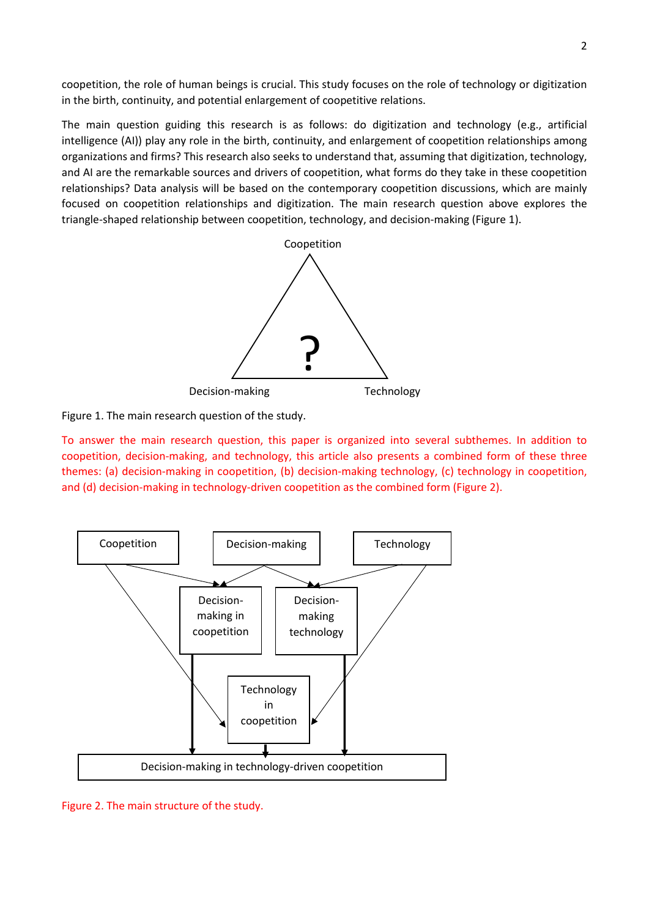coopetition, the role of human beings is crucial. This study focuses on the role of technology or digitization in the birth, continuity, and potential enlargement of coopetitive relations.

The main question guiding this research is as follows: do digitization and technology (e.g., artificial intelligence (AI)) play any role in the birth, continuity, and enlargement of coopetition relationships among organizations and firms? This research also seeks to understand that, assuming that digitization, technology, and AI are the remarkable sources and drivers of coopetition, what forms do they take in these coopetition relationships? Data analysis will be based on the contemporary coopetition discussions, which are mainly focused on coopetition relationships and digitization. The main research question above explores the triangle-shaped relationship between coopetition, technology, and decision-making (Figure 1).

Figure 1. The main research question of the study.

To answer the main research question, this paper is organized into several subthemes. In addition to coopetition, decision-making, and technology, this article also presents a combined form of these three themes: (a) decision-making in coopetition, (b) decision-making technology, (c) technology in coopetition, and (d) decision-making in technology-driven coopetition as the combined form (Figure 2).

Figure 2. The main structure of the study.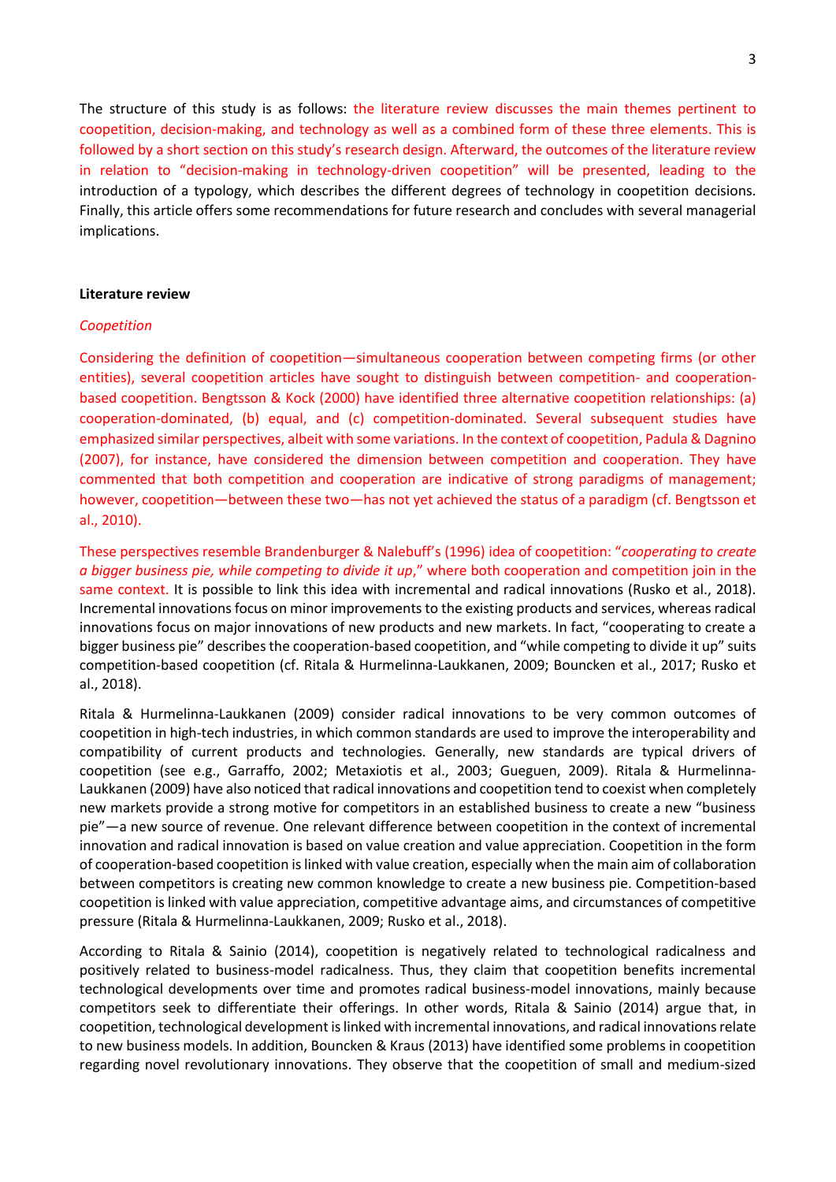The structure of this study is as follows: the literature review discusses the main themes pertinent to coopetition, decision-making, and technology as well as a combined form of these three elements. This is followed by a short section on this study's research design. Afterward, the outcomes of the literature review in relation to "decision-making in technology-driven coopetition" will be presented, leading to the introduction of a typology, which describes the different degrees of technology in coopetition decisions. Finally, this article offers some recommendations for future research and concludes with several managerial implications.

## Literature review

### *Coopetition*

Considering the definition of coopetition—simultaneous cooperation between competing firms (or other entities), several coopetition articles have sought to distinguish between competition- and cooperation-based coopetition. Bengtsson & Kock (2000) have identified three alternative coopetition relationships: (a) cooperation-dominated, (b) equal, and (c) competition-dominated. Several subsequent studies have emphasized similar perspectives, albeit with some variations. In the context of coopetition, Padula & Dagnino (2007), for instance, have considered the dimension between competition and cooperation. They have commented that both competition and cooperation are indicative of strong paradigms of management; however, coopetition—between these two—has not yet achieved the status of a paradigm (cf. Bengtsson et al., 2010).

These perspectives resemble Brandenburger & Nalebuff's (1996) idea of coopetition: "*cooperating to create a bigger business pie, while competing to divide it up*," where both cooperation and competition join in the same context. It is possible to link this idea with incremental and radical innovations (Rusko et al., 2018). Incremental innovations focus on minor improvements to the existing products and services, whereas radical innovations focus on major innovations of new products and new markets. In fact, "cooperating to create a bigger business pie" describes the cooperation-based coopetition, and "while competing to divide it up" suits competition-based coopetition (cf. Ritala & Hurmelinna-Laukkanen, 2009; Bouncken et al., 2017; Rusko et al., 2018).

Ritala & Hurmelinna-Laukkanen (2009) consider radical innovations to be very common outcomes of coopetition in high-tech industries, in which common standards are used to improve the interoperability and compatibility of current products and technologies. Generally, new standards are typical drivers of coopetition (see e.g., Garraffo, 2002; Metaxiotis et al., 2003; Gueguen, 2009). Ritala & Hurmelinna-Laukkanen (2009) have also noticed that radical innovations and coopetition tend to coexist when completely new markets provide a strong motive for competitors in an established business to create a new "business pie"—a new source of revenue. One relevant difference between coopetition in the context of incremental innovation and radical innovation is based on value creation and value appreciation. Coopetition in the form of cooperation-based coopetition is linked with value creation, especially when the main aim of collaboration between competitors is creating new common knowledge to create a new business pie. Competition-based coopetition is linked with value appreciation, competitive advantage aims, and circumstances of competitive pressure (Ritala & Hurmelinna-Laukkanen, 2009; Rusko et al., 2018).

According to Ritala & Sainio (2014), coopetition is negatively related to technological radicalness and positively related to business-model radicalness. Thus, they claim that coopetition benefits incremental technological developments over time and promotes radical business-model innovations, mainly because competitors seek to differentiate their offerings. In other words, Ritala & Sainio (2014) argue that, in coopetition, technological development is linked with incremental innovations, and radical innovations relate to new business models. In addition, Bouncken & Kraus (2013) have identified some problems in coopetition regarding novel revolutionary innovations. They observe that the coopetition of small and medium-sized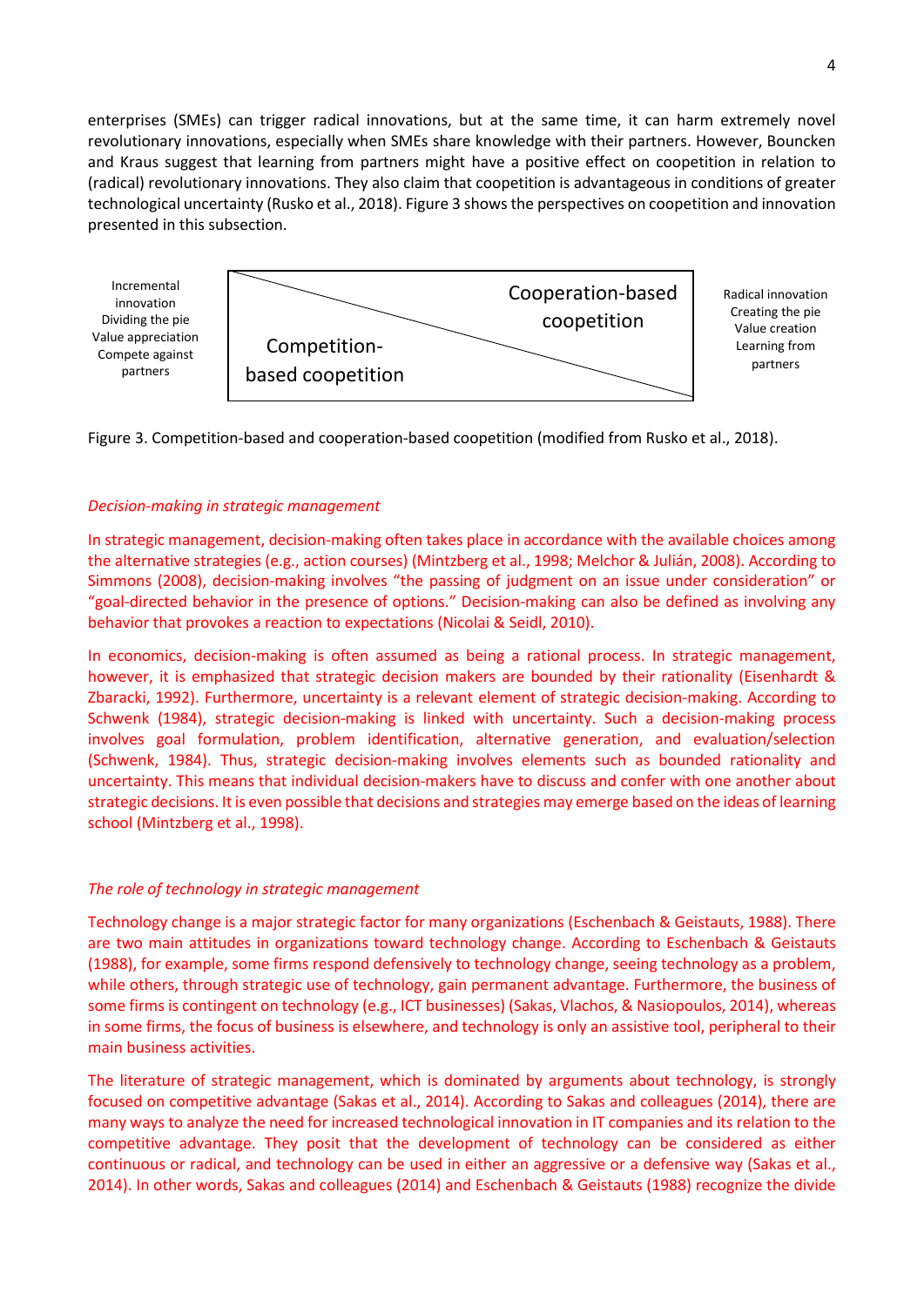enterprises (SMEs) can trigger radical innovations, but at the same time, it can harm extremely novel revolutionary innovations, especially when SMEs share knowledge with their partners. However, Bouncken and Kraus suggest that learning from partners might have a positive effect on coopetition in relation to (radical) revolutionary innovations. They also claim that coopetition is advantageous in conditions of greater technological uncertainty (Rusko et al., 2018). Figure 3 shows the perspectives on coopetition and innovation presented in this subsection.

| Incremental innovation<br>Dividing the pie<br>Value appreciation<br>Compete against partners | Competition-based coopetition / Cooperation-based coopetition | Radical innovation<br>Creating the pie<br>Value creation<br>Learning from partners |
|---|---|---|

Figure 3. Competition-based and cooperation-based coopetition (modified from Rusko et al., 2018).

### *Decision-making in strategic management*

In strategic management, decision-making often takes place in accordance with the available choices among the alternative strategies (e.g., action courses) (Mintzberg et al., 1998; Melchor & Julián, 2008). According to Simmons (2008), decision-making involves "the passing of judgment on an issue under consideration" or "goal-directed behavior in the presence of options." Decision-making can also be defined as involving any behavior that provokes a reaction to expectations (Nicolai & Seidl, 2010).

In economics, decision-making is often assumed as being a rational process. In strategic management, however, it is emphasized that strategic decision makers are bounded by their rationality (Eisenhardt & Zbaracki, 1992). Furthermore, uncertainty is a relevant element of strategic decision-making. According to Schwenk (1984), strategic decision-making is linked with uncertainty. Such a decision-making process involves goal formulation, problem identification, alternative generation, and evaluation/selection (Schwenk, 1984). Thus, strategic decision-making involves elements such as bounded rationality and uncertainty. This means that individual decision-makers have to discuss and confer with one another about strategic decisions. It is even possible that decisions and strategies may emerge based on the ideas of learning school (Mintzberg et al., 1998).

### *The role of technology in strategic management*

Technology change is a major strategic factor for many organizations (Eschenbach & Geistauts, 1988). There are two main attitudes in organizations toward technology change. According to Eschenbach & Geistauts (1988), for example, some firms respond defensively to technology change, seeing technology as a problem, while others, through strategic use of technology, gain permanent advantage. Furthermore, the business of some firms is contingent on technology (e.g., ICT businesses) (Sakas, Vlachos, & Nasiopoulos, 2014), whereas in some firms, the focus of business is elsewhere, and technology is only an assistive tool, peripheral to their main business activities.

The literature of strategic management, which is dominated by arguments about technology, is strongly focused on competitive advantage (Sakas et al., 2014). According to Sakas and colleagues (2014), there are many ways to analyze the need for increased technological innovation in IT companies and its relation to the competitive advantage. They posit that the development of technology can be considered as either continuous or radical, and technology can be used in either an aggressive or a defensive way (Sakas et al., 2014). In other words, Sakas and colleagues (2014) and Eschenbach & Geistauts (1988) recognize the divide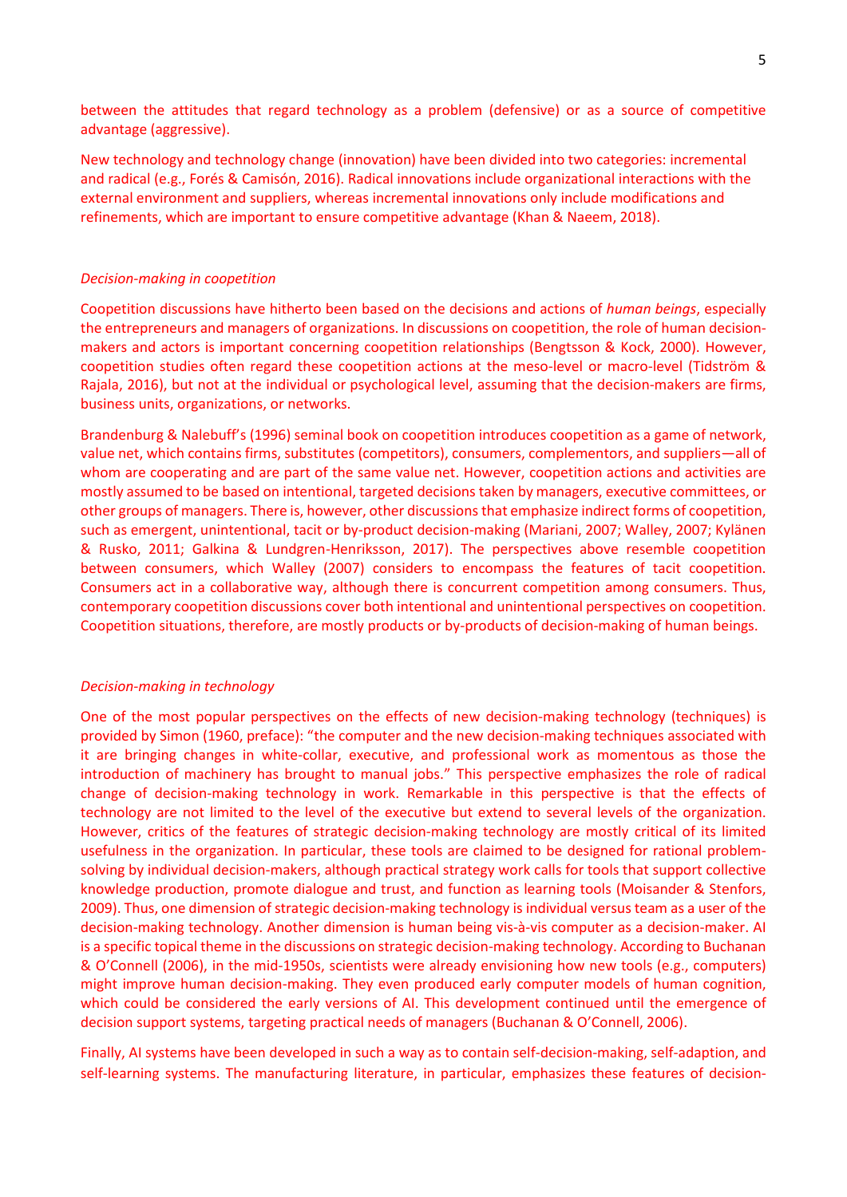between the attitudes that regard technology as a problem (defensive) or as a source of competitive advantage (aggressive).

New technology and technology change (innovation) have been divided into two categories: incremental and radical (e.g., Forés & Camisón, 2016). Radical innovations include organizational interactions with the external environment and suppliers, whereas incremental innovations only include modifications and refinements, which are important to ensure competitive advantage (Khan & Naeem, 2018).

### *Decision-making in coopetition*

Coopetition discussions have hitherto been based on the decisions and actions of *human beings*, especially the entrepreneurs and managers of organizations. In discussions on coopetition, the role of human decision-makers and actors is important concerning coopetition relationships (Bengtsson & Kock, 2000). However, coopetition studies often regard these coopetition actions at the meso-level or macro-level (Tidström & Rajala, 2016), but not at the individual or psychological level, assuming that the decision-makers are firms, business units, organizations, or networks.

Brandenburg & Nalebuff's (1996) seminal book on coopetition introduces coopetition as a game of network, value net, which contains firms, substitutes (competitors), consumers, complementors, and suppliers—all of whom are cooperating and are part of the same value net. However, coopetition actions and activities are mostly assumed to be based on intentional, targeted decisions taken by managers, executive committees, or other groups of managers. There is, however, other discussions that emphasize indirect forms of coopetition, such as emergent, unintentional, tacit or by-product decision-making (Mariani, 2007; Walley, 2007; Kylänen & Rusko, 2011; Galkina & Lundgren-Henriksson, 2017). The perspectives above resemble coopetition between consumers, which Walley (2007) considers to encompass the features of tacit coopetition. Consumers act in a collaborative way, although there is concurrent competition among consumers. Thus, contemporary coopetition discussions cover both intentional and unintentional perspectives on coopetition. Coopetition situations, therefore, are mostly products or by-products of decision-making of human beings.

### *Decision-making in technology*

One of the most popular perspectives on the effects of new decision-making technology (techniques) is provided by Simon (1960, preface): "the computer and the new decision-making techniques associated with it are bringing changes in white-collar, executive, and professional work as momentous as those the introduction of machinery has brought to manual jobs." This perspective emphasizes the role of radical change of decision-making technology in work. Remarkable in this perspective is that the effects of technology are not limited to the level of the executive but extend to several levels of the organization. However, critics of the features of strategic decision-making technology are mostly critical of its limited usefulness in the organization. In particular, these tools are claimed to be designed for rational problem-solving by individual decision-makers, although practical strategy work calls for tools that support collective knowledge production, promote dialogue and trust, and function as learning tools (Moisander & Stenfors, 2009). Thus, one dimension of strategic decision-making technology is individual versus team as a user of the decision-making technology. Another dimension is human being vis-à-vis computer as a decision-maker. AI is a specific topical theme in the discussions on strategic decision-making technology. According to Buchanan & O'Connell (2006), in the mid-1950s, scientists were already envisioning how new tools (e.g., computers) might improve human decision-making. They even produced early computer models of human cognition, which could be considered the early versions of AI. This development continued until the emergence of decision support systems, targeting practical needs of managers (Buchanan & O'Connell, 2006).

Finally, AI systems have been developed in such a way as to contain self-decision-making, self-adaption, and self-learning systems. The manufacturing literature, in particular, emphasizes these features of decision-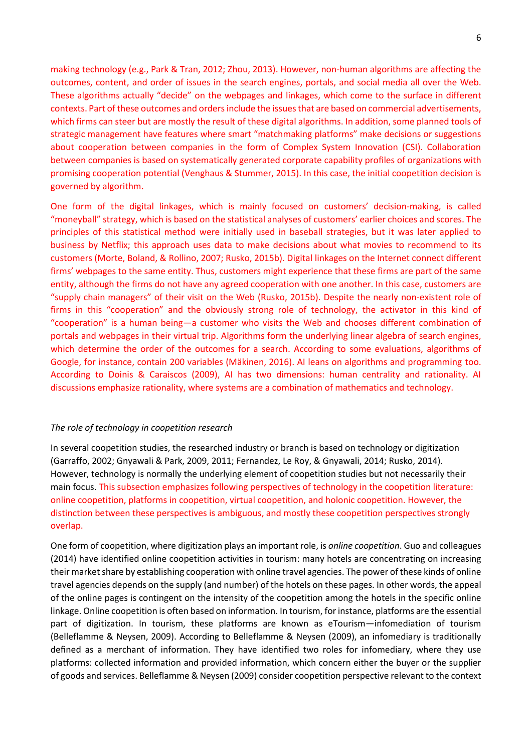making technology (e.g., Park & Tran, 2012; Zhou, 2013). However, non-human algorithms are affecting the outcomes, content, and order of issues in the search engines, portals, and social media all over the Web. These algorithms actually "decide" on the webpages and linkages, which come to the surface in different contexts. Part of these outcomes and orders include the issues that are based on commercial advertisements, which firms can steer but are mostly the result of these digital algorithms. In addition, some planned tools of strategic management have features where smart "matchmaking platforms" make decisions or suggestions about cooperation between companies in the form of Complex System Innovation (CSI). Collaboration between companies is based on systematically generated corporate capability profiles of organizations with promising cooperation potential (Venghaus & Stummer, 2015). In this case, the initial coopetition decision is governed by algorithm.

One form of the digital linkages, which is mainly focused on customers' decision-making, is called "moneyball" strategy, which is based on the statistical analyses of customers' earlier choices and scores. The principles of this statistical method were initially used in baseball strategies, but it was later applied to business by Netflix; this approach uses data to make decisions about what movies to recommend to its customers (Morte, Boland, & Rollino, 2007; Rusko, 2015b). Digital linkages on the Internet connect different firms' webpages to the same entity. Thus, customers might experience that these firms are part of the same entity, although the firms do not have any agreed cooperation with one another. In this case, customers are "supply chain managers" of their visit on the Web (Rusko, 2015b). Despite the nearly non-existent role of firms in this "cooperation" and the obviously strong role of technology, the activator in this kind of "cooperation" is a human being—a customer who visits the Web and chooses different combination of portals and webpages in their virtual trip. Algorithms form the underlying linear algebra of search engines, which determine the order of the outcomes for a search. According to some evaluations, algorithms of Google, for instance, contain 200 variables (Mäkinen, 2016). AI leans on algorithms and programming too. According to Doinis & Caraiscos (2009), AI has two dimensions: human centrality and rationality. AI discussions emphasize rationality, where systems are a combination of mathematics and technology.

*The role of technology in coopetition research*

In several coopetition studies, the researched industry or branch is based on technology or digitization (Garraffo, 2002; Gnyawali & Park, 2009, 2011; Fernandez, Le Roy, & Gnyawali, 2014; Rusko, 2014). However, technology is normally the underlying element of coopetition studies but not necessarily their main focus. This subsection emphasizes following perspectives of technology in the coopetition literature: online coopetition, platforms in coopetition, virtual coopetition, and holonic coopetition. However, the distinction between these perspectives is ambiguous, and mostly these coopetition perspectives strongly overlap.

One form of coopetition, where digitization plays an important role, is *online coopetition*. Guo and colleagues (2014) have identified online coopetition activities in tourism: many hotels are concentrating on increasing their market share by establishing cooperation with online travel agencies. The power of these kinds of online travel agencies depends on the supply (and number) of the hotels on these pages. In other words, the appeal of the online pages is contingent on the intensity of the coopetition among the hotels in the specific online linkage. Online coopetition is often based on information. In tourism, for instance, platforms are the essential part of digitization. In tourism, these platforms are known as eTourism—infomediation of tourism (Belleflamme & Neysen, 2009). According to Belleflamme & Neysen (2009), an infomediary is traditionally defined as a merchant of information. They have identified two roles for infomediary, where they use platforms: collected information and provided information, which concern either the buyer or the supplier of goods and services. Belleflamme & Neysen (2009) consider coopetition perspective relevant to the context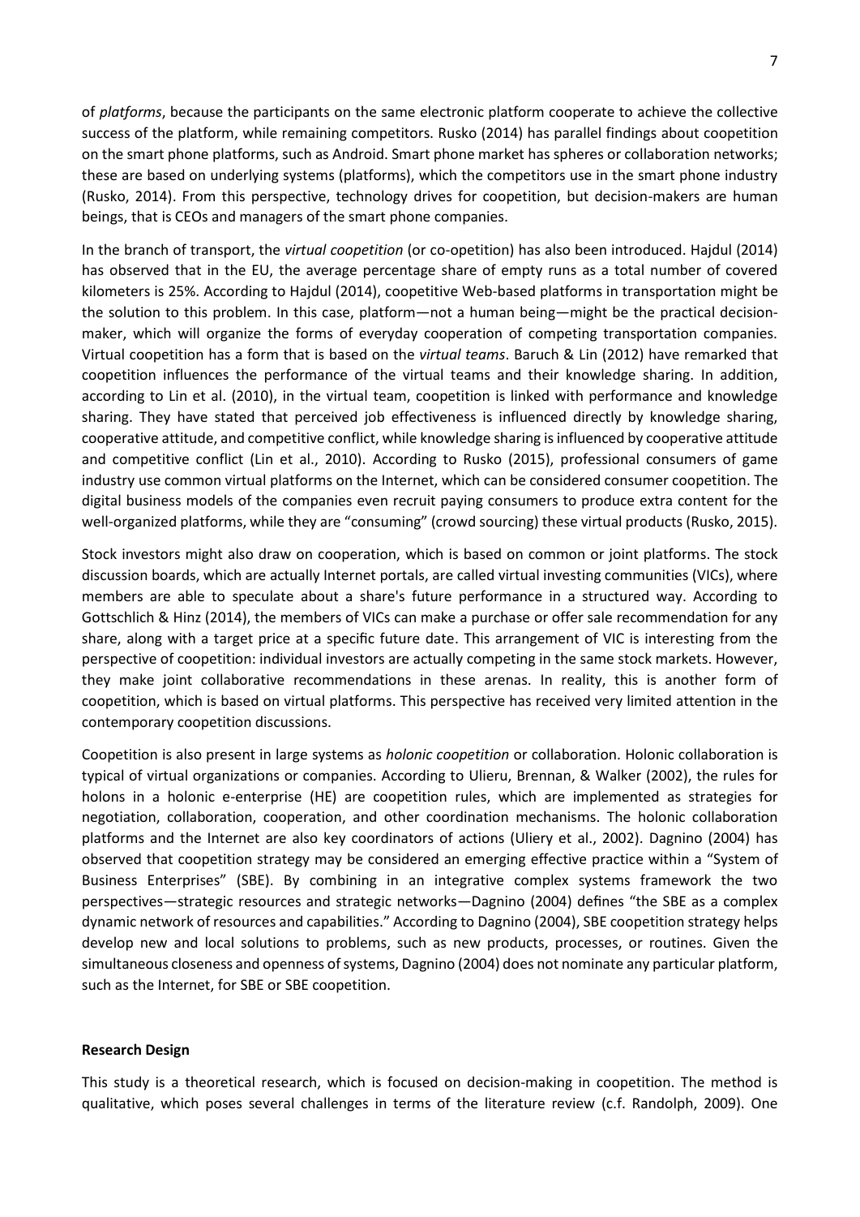of *platforms*, because the participants on the same electronic platform cooperate to achieve the collective success of the platform, while remaining competitors. Rusko (2014) has parallel findings about coopetition on the smart phone platforms, such as Android. Smart phone market has spheres or collaboration networks; these are based on underlying systems (platforms), which the competitors use in the smart phone industry (Rusko, 2014). From this perspective, technology drives for coopetition, but decision-makers are human beings, that is CEOs and managers of the smart phone companies.

In the branch of transport, the *virtual coopetition* (or co-opetition) has also been introduced. Hajdul (2014) has observed that in the EU, the average percentage share of empty runs as a total number of covered kilometers is 25%. According to Hajdul (2014), coopetitive Web-based platforms in transportation might be the solution to this problem. In this case, platform—not a human being—might be the practical decision-maker, which will organize the forms of everyday cooperation of competing transportation companies. Virtual coopetition has a form that is based on the *virtual teams*. Baruch & Lin (2012) have remarked that coopetition influences the performance of the virtual teams and their knowledge sharing. In addition, according to Lin et al. (2010), in the virtual team, coopetition is linked with performance and knowledge sharing. They have stated that perceived job effectiveness is influenced directly by knowledge sharing, cooperative attitude, and competitive conflict, while knowledge sharing is influenced by cooperative attitude and competitive conflict (Lin et al., 2010). According to Rusko (2015), professional consumers of game industry use common virtual platforms on the Internet, which can be considered consumer coopetition. The digital business models of the companies even recruit paying consumers to produce extra content for the well-organized platforms, while they are "consuming" (crowd sourcing) these virtual products (Rusko, 2015).

Stock investors might also draw on cooperation, which is based on common or joint platforms. The stock discussion boards, which are actually Internet portals, are called virtual investing communities (VICs), where members are able to speculate about a share's future performance in a structured way. According to Gottschlich & Hinz (2014), the members of VICs can make a purchase or offer sale recommendation for any share, along with a target price at a specific future date. This arrangement of VIC is interesting from the perspective of coopetition: individual investors are actually competing in the same stock markets. However, they make joint collaborative recommendations in these arenas. In reality, this is another form of coopetition, which is based on virtual platforms. This perspective has received very limited attention in the contemporary coopetition discussions.

Coopetition is also present in large systems as *holonic coopetition* or collaboration. Holonic collaboration is typical of virtual organizations or companies. According to Ulieru, Brennan, & Walker (2002), the rules for holons in a holonic e-enterprise (HE) are coopetition rules, which are implemented as strategies for negotiation, collaboration, cooperation, and other coordination mechanisms. The holonic collaboration platforms and the Internet are also key coordinators of actions (Uliery et al., 2002). Dagnino (2004) has observed that coopetition strategy may be considered an emerging effective practice within a "System of Business Enterprises" (SBE). By combining in an integrative complex systems framework the two perspectives—strategic resources and strategic networks—Dagnino (2004) defines "the SBE as a complex dynamic network of resources and capabilities." According to Dagnino (2004), SBE coopetition strategy helps develop new and local solutions to problems, such as new products, processes, or routines. Given the simultaneous closeness and openness of systems, Dagnino (2004) does not nominate any particular platform, such as the Internet, for SBE or SBE coopetition.

**Research Design**

This study is a theoretical research, which is focused on decision-making in coopetition. The method is qualitative, which poses several challenges in terms of the literature review (c.f. Randolph, 2009). One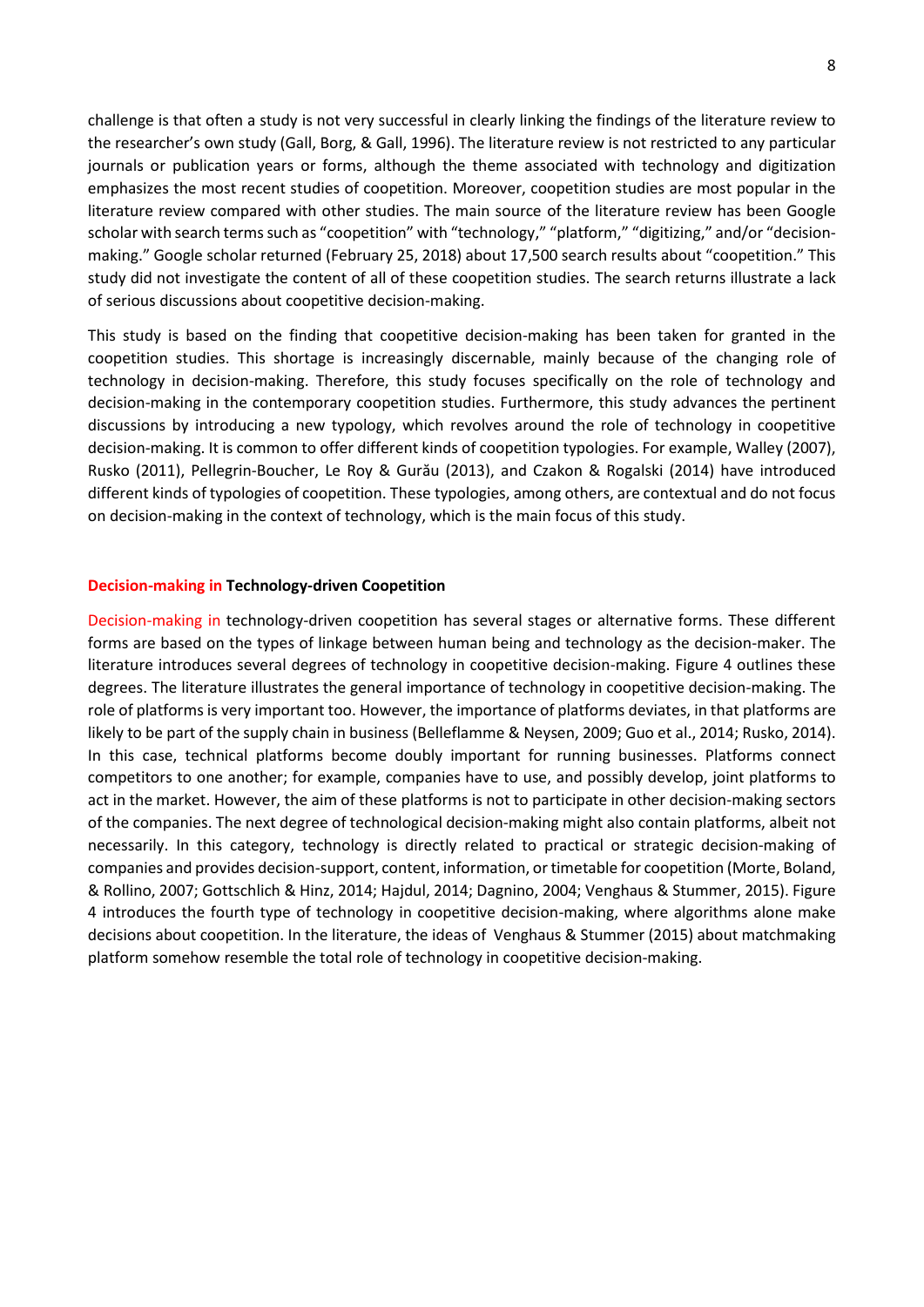challenge is that often a study is not very successful in clearly linking the findings of the literature review to the researcher's own study (Gall, Borg, & Gall, 1996). The literature review is not restricted to any particular journals or publication years or forms, although the theme associated with technology and digitization emphasizes the most recent studies of coopetition. Moreover, coopetition studies are most popular in the literature review compared with other studies. The main source of the literature review has been Google scholar with search terms such as "coopetition" with "technology," "platform," "digitizing," and/or "decision-making." Google scholar returned (February 25, 2018) about 17,500 search results about "coopetition." This study did not investigate the content of all of these coopetition studies. The search returns illustrate a lack of serious discussions about coopetitive decision-making.

This study is based on the finding that coopetitive decision-making has been taken for granted in the coopetition studies. This shortage is increasingly discernable, mainly because of the changing role of technology in decision-making. Therefore, this study focuses specifically on the role of technology and decision-making in the contemporary coopetition studies. Furthermore, this study advances the pertinent discussions by introducing a new typology, which revolves around the role of technology in coopetitive decision-making. It is common to offer different kinds of coopetition typologies. For example, Walley (2007), Rusko (2011), Pellegrin-Boucher, Le Roy & Gurău (2013), and Czakon & Rogalski (2014) have introduced different kinds of typologies of coopetition. These typologies, among others, are contextual and do not focus on decision-making in the context of technology, which is the main focus of this study.

## Decision-making in Technology-driven Coopetition

Decision-making in technology-driven coopetition has several stages or alternative forms. These different forms are based on the types of linkage between human being and technology as the decision-maker. The literature introduces several degrees of technology in coopetitive decision-making. Figure 4 outlines these degrees. The literature illustrates the general importance of technology in coopetitive decision-making. The role of platforms is very important too. However, the importance of platforms deviates, in that platforms are likely to be part of the supply chain in business (Belleflamme & Neysen, 2009; Guo et al., 2014; Rusko, 2014). In this case, technical platforms become doubly important for running businesses. Platforms connect competitors to one another; for example, companies have to use, and possibly develop, joint platforms to act in the market. However, the aim of these platforms is not to participate in other decision-making sectors of the companies. The next degree of technological decision-making might also contain platforms, albeit not necessarily. In this category, technology is directly related to practical or strategic decision-making of companies and provides decision-support, content, information, or timetable for coopetition (Morte, Boland, & Rollino, 2007; Gottschlich & Hinz, 2014; Hajdul, 2014; Dagnino, 2004; Venghaus & Stummer, 2015). Figure 4 introduces the fourth type of technology in coopetitive decision-making, where algorithms alone make decisions about coopetition. In the literature, the ideas of Venghaus & Stummer (2015) about matchmaking platform somehow resemble the total role of technology in coopetitive decision-making.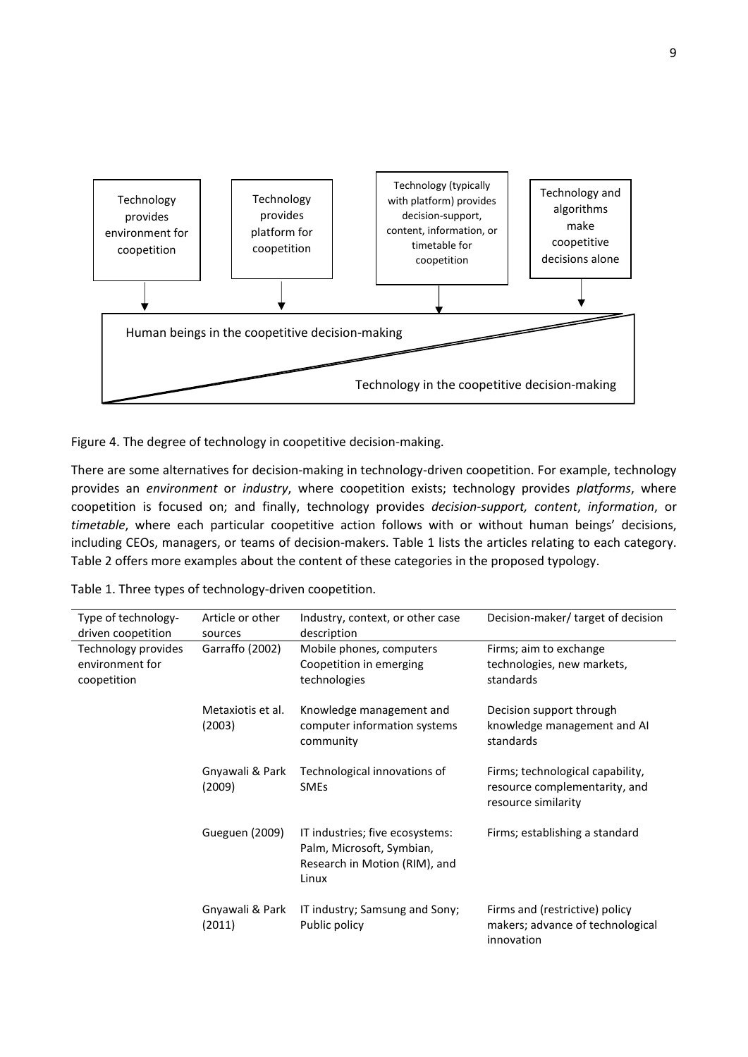Technology provides environment for coopetition

Technology provides platform for coopetition

Technology (typically with platform) provides decision-support, content, information, or timetable for coopetition

Technology and algorithms make coopetitive decisions alone

Human beings in the coopetitive decision-making

Technology in the coopetitive decision-making

Figure 4. The degree of technology in coopetitive decision-making.

There are some alternatives for decision-making in technology-driven coopetition. For example, technology provides an *environment* or *industry*, where coopetition exists; technology provides *platforms*, where coopetition is focused on; and finally, technology provides *decision-support, content*, *information*, or *timetable*, where each particular coopetitive action follows with or without human beings' decisions, including CEOs, managers, or teams of decision-makers. Table 1 lists the articles relating to each category. Table 2 offers more examples about the content of these categories in the proposed typology.

Table 1. Three types of technology-driven coopetition.

| Type of technology-driven coopetition | Article or other sources | Industry, context, or other case description | Decision-maker/ target of decision |
|---|---|---|---|
| Technology provides environment for coopetition | Garraffo (2002) | Mobile phones, computers Coopetition in emerging technologies | Firms; aim to exchange technologies, new markets, standards |
| | Metaxiotis et al. (2003) | Knowledge management and computer information systems community | Decision support through knowledge management and AI standards |
| | Gnyawali & Park (2009) | Technological innovations of SMEs | Firms; technological capability, resource complementarity, and resource similarity |
| | Gueguen (2009) | IT industries; five ecosystems: Palm, Microsoft, Symbian, Research in Motion (RIM), and Linux | Firms; establishing a standard |
| | Gnyawali & Park (2011) | IT industry; Samsung and Sony; Public policy | Firms and (restrictive) policy makers; advance of technological innovation |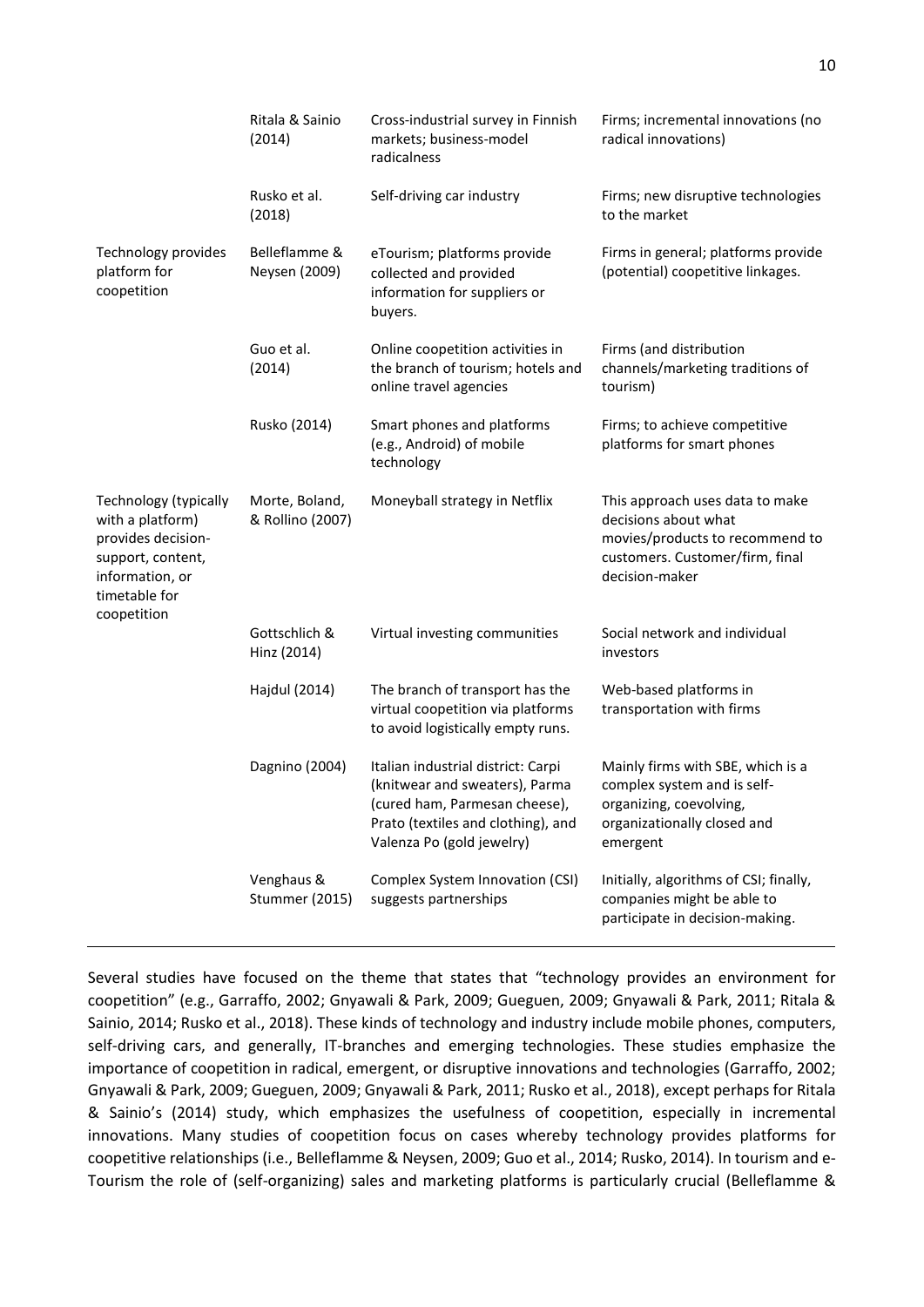| | | | |
|---|---|---|---|
| | Ritala & Sainio (2014) | Cross-industrial survey in Finnish markets; business-model radicalness | Firms; incremental innovations (no radical innovations) |
| | Rusko et al. (2018) | Self-driving car industry | Firms; new disruptive technologies to the market |
| Technology provides platform for coopetition | Belleflamme & Neysen (2009) | eTourism; platforms provide collected and provided information for suppliers or buyers. | Firms in general; platforms provide (potential) coopetitive linkages. |
| | Guo et al. (2014) | Online coopetition activities in the branch of tourism; hotels and online travel agencies | Firms (and distribution channels/marketing traditions of tourism) |
| | Rusko (2014) | Smart phones and platforms (e.g., Android) of mobile technology | Firms; to achieve competitive platforms for smart phones |
| Technology (typically with a platform) provides decision-support, content, information, or timetable for coopetition | Morte, Boland, & Rollino (2007) | Moneyball strategy in Netflix | This approach uses data to make decisions about what movies/products to recommend to customers. Customer/firm, final decision-maker |
| | Gottschlich & Hinz (2014) | Virtual investing communities | Social network and individual investors |
| | Hajdul (2014) | The branch of transport has the virtual coopetition via platforms to avoid logistically empty runs. | Web-based platforms in transportation with firms |
| | Dagnino (2004) | Italian industrial district: Carpi (knitwear and sweaters), Parma (cured ham, Parmesan cheese), Prato (textiles and clothing), and Valenza Po (gold jewelry) | Mainly firms with SBE, which is a complex system and is self-organizing, coevolving, organizationally closed and emergent |
| | Venghaus & Stummer (2015) | Complex System Innovation (CSI) suggests partnerships | Initially, algorithms of CSI; finally, companies might be able to participate in decision-making. |

Several studies have focused on the theme that states that "technology provides an environment for coopetition" (e.g., Garraffo, 2002; Gnyawali & Park, 2009; Gueguen, 2009; Gnyawali & Park, 2011; Ritala & Sainio, 2014; Rusko et al., 2018). These kinds of technology and industry include mobile phones, computers, self-driving cars, and generally, IT-branches and emerging technologies. These studies emphasize the importance of coopetition in radical, emergent, or disruptive innovations and technologies (Garraffo, 2002; Gnyawali & Park, 2009; Gueguen, 2009; Gnyawali & Park, 2011; Rusko et al., 2018), except perhaps for Ritala & Sainio's (2014) study, which emphasizes the usefulness of coopetition, especially in incremental innovations. Many studies of coopetition focus on cases whereby technology provides platforms for coopetitive relationships (i.e., Belleflamme & Neysen, 2009; Guo et al., 2014; Rusko, 2014). In tourism and e-Tourism the role of (self-organizing) sales and marketing platforms is particularly crucial (Belleflamme &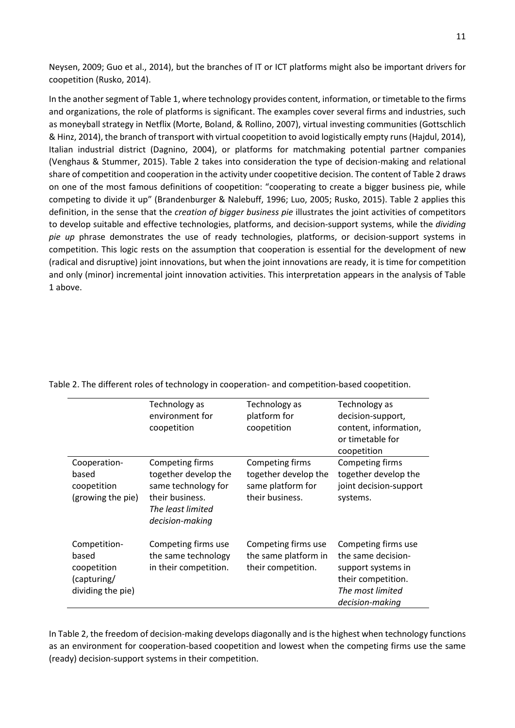Neysen, 2009; Guo et al., 2014), but the branches of IT or ICT platforms might also be important drivers for coopetition (Rusko, 2014).

In the another segment of Table 1, where technology provides content, information, or timetable to the firms and organizations, the role of platforms is significant. The examples cover several firms and industries, such as moneyball strategy in Netflix (Morte, Boland, & Rollino, 2007), virtual investing communities (Gottschlich & Hinz, 2014), the branch of transport with virtual coopetition to avoid logistically empty runs (Hajdul, 2014), Italian industrial district (Dagnino, 2004), or platforms for matchmaking potential partner companies (Venghaus & Stummer, 2015). Table 2 takes into consideration the type of decision-making and relational share of competition and cooperation in the activity under coopetitive decision. The content of Table 2 draws on one of the most famous definitions of coopetition: "cooperating to create a bigger business pie, while competing to divide it up" (Brandenburger & Nalebuff, 1996; Luo, 2005; Rusko, 2015). Table 2 applies this definition, in the sense that the *creation of bigger business pie* illustrates the joint activities of competitors to develop suitable and effective technologies, platforms, and decision-support systems, while the *dividing pie up* phrase demonstrates the use of ready technologies, platforms, or decision-support systems in competition. This logic rests on the assumption that cooperation is essential for the development of new (radical and disruptive) joint innovations, but when the joint innovations are ready, it is time for competition and only (minor) incremental joint innovation activities. This interpretation appears in the analysis of Table 1 above.

Table 2. The different roles of technology in cooperation- and competition-based coopetition.

| | Technology as environment for coopetition | Technology as platform for coopetition | Technology as decision-support, content, information, or timetable for coopetition |
|---|---|---|---|
| Cooperation-based coopetition (growing the pie) | Competing firms together develop the same technology for their business. *The least limited decision-making* | Competing firms together develop the same platform for their business. | Competing firms together develop the joint decision-support systems. |
| Competition-based coopetition (capturing/ dividing the pie) | Competing firms use the same technology in their competition. | Competing firms use the same platform in their competition. | Competing firms use the same decision-support systems in their competition. *The most limited decision-making* |

In Table 2, the freedom of decision-making develops diagonally and is the highest when technology functions as an environment for cooperation-based coopetition and lowest when the competing firms use the same (ready) decision-support systems in their competition.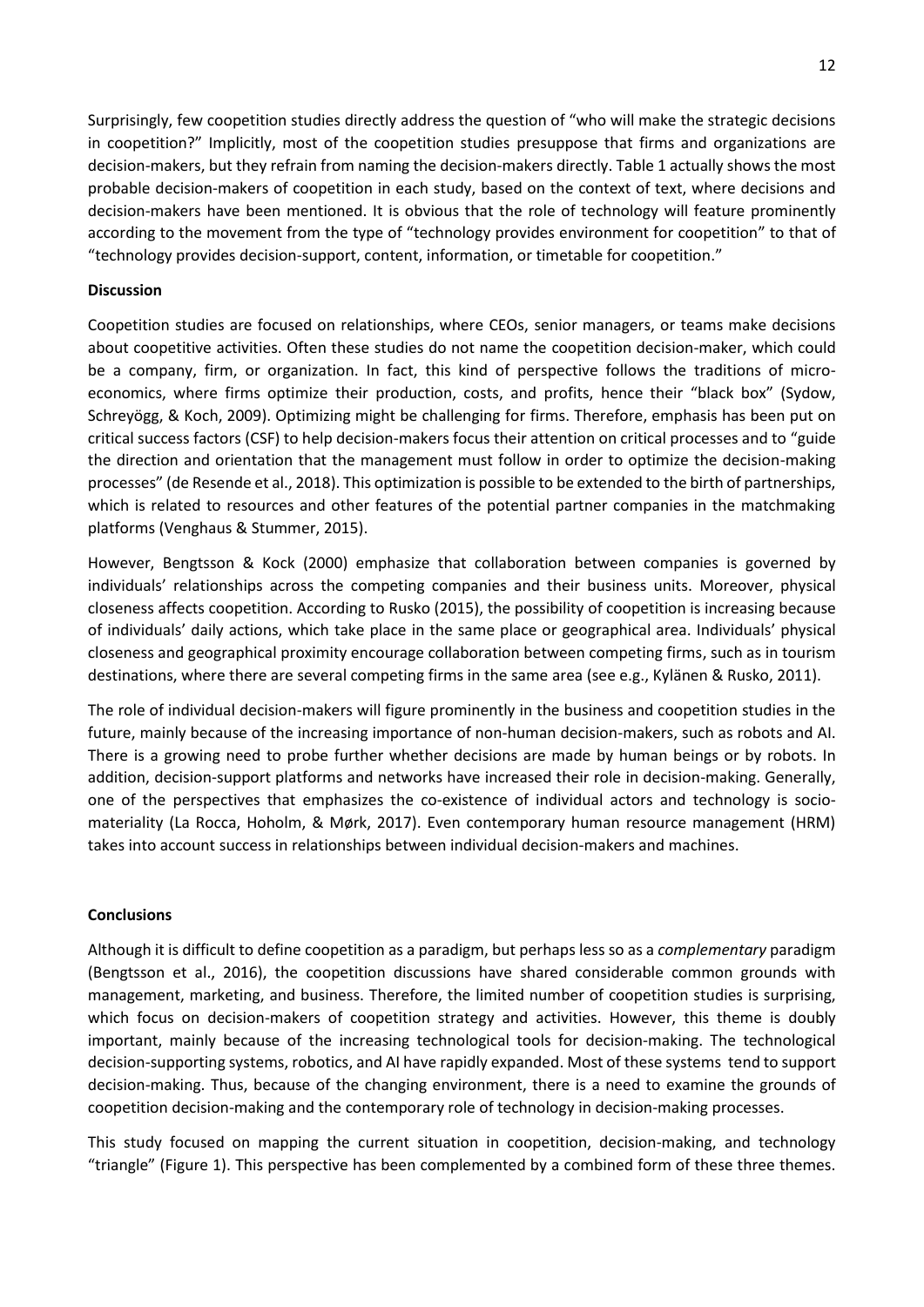Surprisingly, few coopetition studies directly address the question of "who will make the strategic decisions in coopetition?" Implicitly, most of the coopetition studies presuppose that firms and organizations are decision-makers, but they refrain from naming the decision-makers directly. Table 1 actually shows the most probable decision-makers of coopetition in each study, based on the context of text, where decisions and decision-makers have been mentioned. It is obvious that the role of technology will feature prominently according to the movement from the type of "technology provides environment for coopetition" to that of "technology provides decision-support, content, information, or timetable for coopetition."

**Discussion**

Coopetition studies are focused on relationships, where CEOs, senior managers, or teams make decisions about coopetitive activities. Often these studies do not name the coopetition decision-maker, which could be a company, firm, or organization. In fact, this kind of perspective follows the traditions of micro-economics, where firms optimize their production, costs, and profits, hence their "black box" (Sydow, Schreyögg, & Koch, 2009). Optimizing might be challenging for firms. Therefore, emphasis has been put on critical success factors (CSF) to help decision-makers focus their attention on critical processes and to "guide the direction and orientation that the management must follow in order to optimize the decision-making processes" (de Resende et al., 2018). This optimization is possible to be extended to the birth of partnerships, which is related to resources and other features of the potential partner companies in the matchmaking platforms (Venghaus & Stummer, 2015).

However, Bengtsson & Kock (2000) emphasize that collaboration between companies is governed by individuals' relationships across the competing companies and their business units. Moreover, physical closeness affects coopetition. According to Rusko (2015), the possibility of coopetition is increasing because of individuals' daily actions, which take place in the same place or geographical area. Individuals' physical closeness and geographical proximity encourage collaboration between competing firms, such as in tourism destinations, where there are several competing firms in the same area (see e.g., Kylänen & Rusko, 2011).

The role of individual decision-makers will figure prominently in the business and coopetition studies in the future, mainly because of the increasing importance of non-human decision-makers, such as robots and AI. There is a growing need to probe further whether decisions are made by human beings or by robots. In addition, decision-support platforms and networks have increased their role in decision-making. Generally, one of the perspectives that emphasizes the co-existence of individual actors and technology is socio-materiality (La Rocca, Hoholm, & Mørk, 2017). Even contemporary human resource management (HRM) takes into account success in relationships between individual decision-makers and machines.

**Conclusions**

Although it is difficult to define coopetition as a paradigm, but perhaps less so as a *complementary* paradigm (Bengtsson et al., 2016), the coopetition discussions have shared considerable common grounds with management, marketing, and business. Therefore, the limited number of coopetition studies is surprising, which focus on decision-makers of coopetition strategy and activities. However, this theme is doubly important, mainly because of the increasing technological tools for decision-making. The technological decision-supporting systems, robotics, and AI have rapidly expanded. Most of these systems tend to support decision-making. Thus, because of the changing environment, there is a need to examine the grounds of coopetition decision-making and the contemporary role of technology in decision-making processes.

This study focused on mapping the current situation in coopetition, decision-making, and technology "triangle" (Figure 1). This perspective has been complemented by a combined form of these three themes.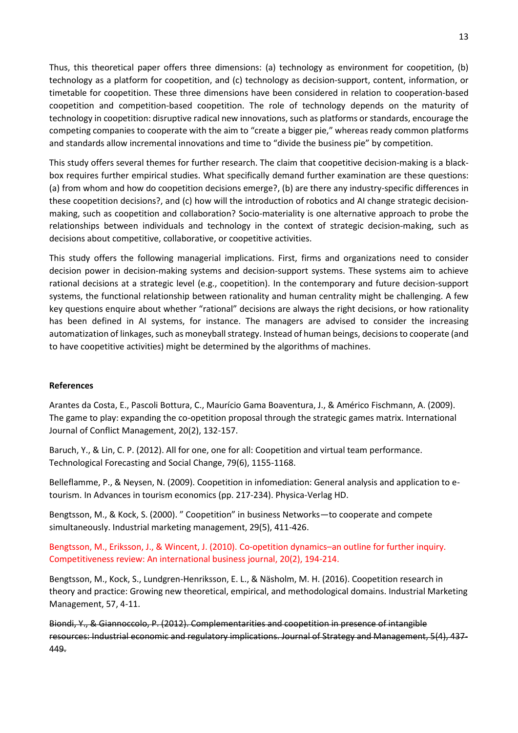Thus, this theoretical paper offers three dimensions: (a) technology as environment for coopetition, (b) technology as a platform for coopetition, and (c) technology as decision-support, content, information, or timetable for coopetition. These three dimensions have been considered in relation to cooperation-based coopetition and competition-based coopetition. The role of technology depends on the maturity of technology in coopetition: disruptive radical new innovations, such as platforms or standards, encourage the competing companies to cooperate with the aim to "create a bigger pie," whereas ready common platforms and standards allow incremental innovations and time to "divide the business pie" by competition.

This study offers several themes for further research. The claim that coopetitive decision-making is a black-box requires further empirical studies. What specifically demand further examination are these questions: (a) from whom and how do coopetition decisions emerge?, (b) are there any industry-specific differences in these coopetition decisions?, and (c) how will the introduction of robotics and AI change strategic decision-making, such as coopetition and collaboration? Socio-materiality is one alternative approach to probe the relationships between individuals and technology in the context of strategic decision-making, such as decisions about competitive, collaborative, or coopetitive activities.

This study offers the following managerial implications. First, firms and organizations need to consider decision power in decision-making systems and decision-support systems. These systems aim to achieve rational decisions at a strategic level (e.g., coopetition). In the contemporary and future decision-support systems, the functional relationship between rationality and human centrality might be challenging. A few key questions enquire about whether "rational" decisions are always the right decisions, or how rationality has been defined in AI systems, for instance. The managers are advised to consider the increasing automatization of linkages, such as moneyball strategy. Instead of human beings, decisions to cooperate (and to have coopetitive activities) might be determined by the algorithms of machines.

**References**

Arantes da Costa, E., Pascoli Bottura, C., Maurício Gama Boaventura, J., & Américo Fischmann, A. (2009). The game to play: expanding the co-opetition proposal through the strategic games matrix. International Journal of Conflict Management, 20(2), 132-157.

Baruch, Y., & Lin, C. P. (2012). All for one, one for all: Coopetition and virtual team performance. Technological Forecasting and Social Change, 79(6), 1155-1168.

Belleflamme, P., & Neysen, N. (2009). Coopetition in infomediation: General analysis and application to e-tourism. In Advances in tourism economics (pp. 217-234). Physica-Verlag HD.

Bengtsson, M., & Kock, S. (2000). " Coopetition" in business Networks—to cooperate and compete simultaneously. Industrial marketing management, 29(5), 411-426.

Bengtsson, M., Eriksson, J., & Wincent, J. (2010). Co-opetition dynamics–an outline for further inquiry. Competitiveness review: An international business journal, 20(2), 194-214.

Bengtsson, M., Kock, S., Lundgren-Henriksson, E. L., & Näsholm, M. H. (2016). Coopetition research in theory and practice: Growing new theoretical, empirical, and methodological domains. Industrial Marketing Management, 57, 4-11.

~~Biondi, Y., & Giannoccolo, P. (2012). Complementarities and coopetition in presence of intangible resources: Industrial economic and regulatory implications. Journal of Strategy and Management, 5(4), 437-449.~~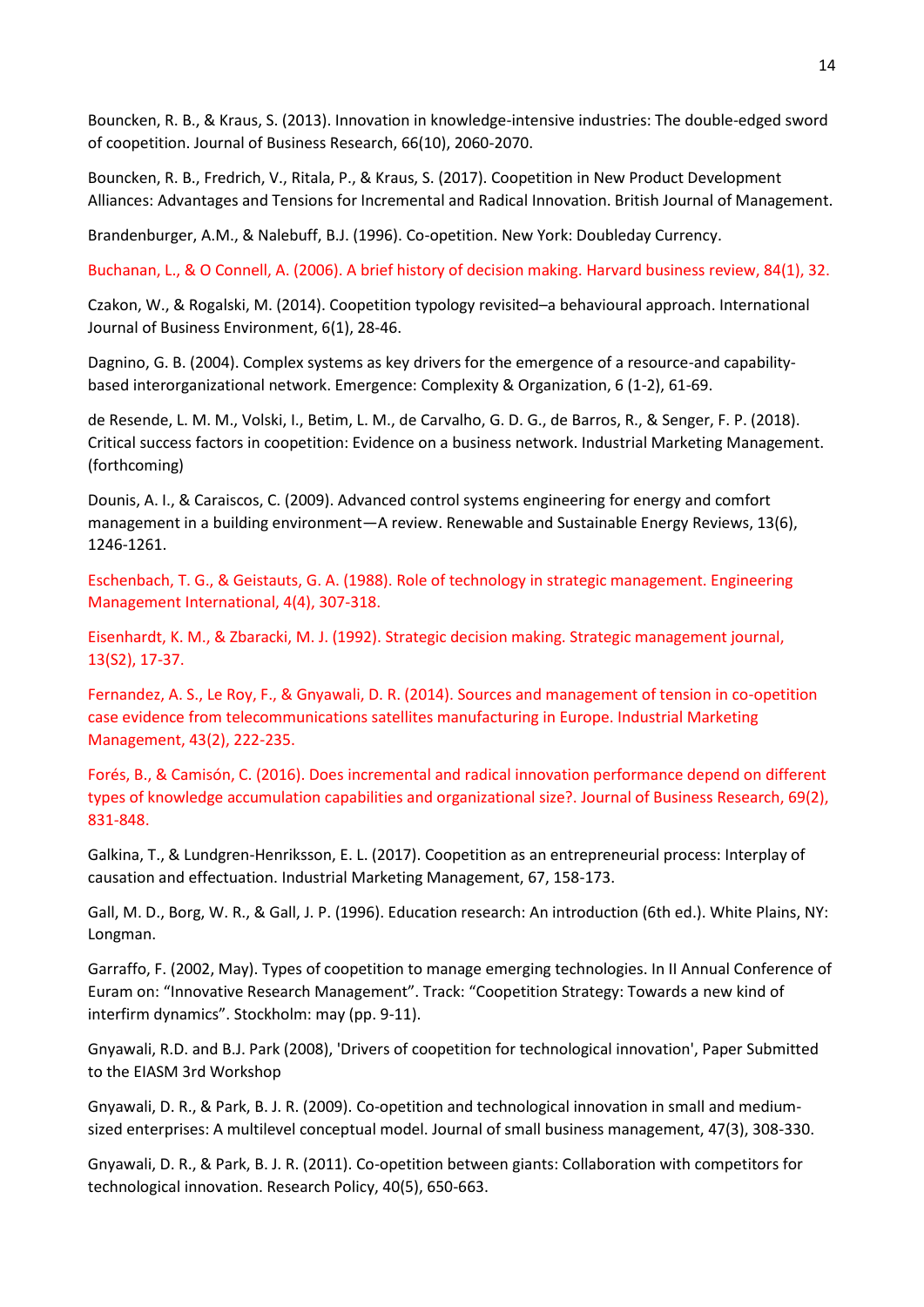Bouncken, R. B., & Kraus, S. (2013). Innovation in knowledge-intensive industries: The double-edged sword of coopetition. Journal of Business Research, 66(10), 2060-2070.

Bouncken, R. B., Fredrich, V., Ritala, P., & Kraus, S. (2017). Coopetition in New Product Development Alliances: Advantages and Tensions for Incremental and Radical Innovation. British Journal of Management.

Brandenburger, A.M., & Nalebuff, B.J. (1996). Co-opetition. New York: Doubleday Currency.

Buchanan, L., & O Connell, A. (2006). A brief history of decision making. Harvard business review, 84(1), 32.

Czakon, W., & Rogalski, M. (2014). Coopetition typology revisited–a behavioural approach. International Journal of Business Environment, 6(1), 28-46.

Dagnino, G. B. (2004). Complex systems as key drivers for the emergence of a resource-and capability-based interorganizational network. Emergence: Complexity & Organization, 6 (1-2), 61-69.

de Resende, L. M. M., Volski, I., Betim, L. M., de Carvalho, G. D. G., de Barros, R., & Senger, F. P. (2018). Critical success factors in coopetition: Evidence on a business network. Industrial Marketing Management. (forthcoming)

Dounis, A. I., & Caraiscos, C. (2009). Advanced control systems engineering for energy and comfort management in a building environment—A review. Renewable and Sustainable Energy Reviews, 13(6), 1246-1261.

Eschenbach, T. G., & Geistauts, G. A. (1988). Role of technology in strategic management. Engineering Management International, 4(4), 307-318.

Eisenhardt, K. M., & Zbaracki, M. J. (1992). Strategic decision making. Strategic management journal, 13(S2), 17-37.

Fernandez, A. S., Le Roy, F., & Gnyawali, D. R. (2014). Sources and management of tension in co-opetition case evidence from telecommunications satellites manufacturing in Europe. Industrial Marketing Management, 43(2), 222-235.

Forés, B., & Camisón, C. (2016). Does incremental and radical innovation performance depend on different types of knowledge accumulation capabilities and organizational size?. Journal of Business Research, 69(2), 831-848.

Galkina, T., & Lundgren-Henriksson, E. L. (2017). Coopetition as an entrepreneurial process: Interplay of causation and effectuation. Industrial Marketing Management, 67, 158-173.

Gall, M. D., Borg, W. R., & Gall, J. P. (1996). Education research: An introduction (6th ed.). White Plains, NY: Longman.

Garraffo, F. (2002, May). Types of coopetition to manage emerging technologies. In II Annual Conference of Euram on: "Innovative Research Management". Track: "Coopetition Strategy: Towards a new kind of interfirm dynamics". Stockholm: may (pp. 9-11).

Gnyawali, R.D. and B.J. Park (2008), 'Drivers of coopetition for technological innovation', Paper Submitted to the EIASM 3rd Workshop

Gnyawali, D. R., & Park, B. J. R. (2009). Co-opetition and technological innovation in small and medium-sized enterprises: A multilevel conceptual model. Journal of small business management, 47(3), 308-330.

Gnyawali, D. R., & Park, B. J. R. (2011). Co-opetition between giants: Collaboration with competitors for technological innovation. Research Policy, 40(5), 650-663.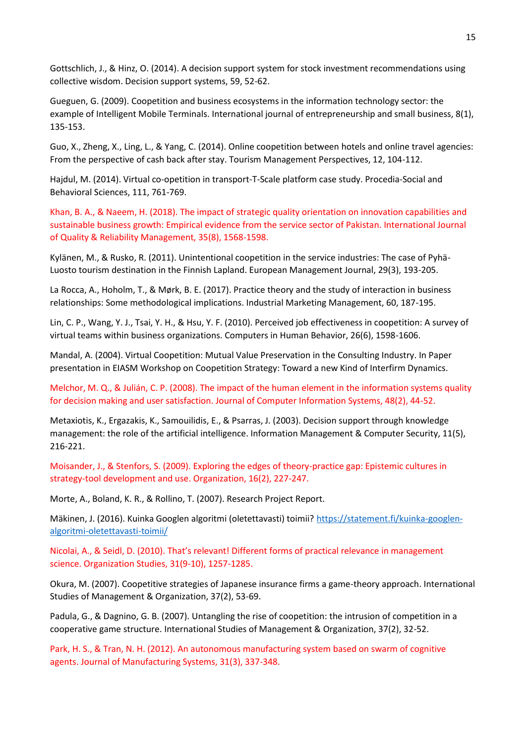Gottschlich, J., & Hinz, O. (2014). A decision support system for stock investment recommendations using collective wisdom. Decision support systems, 59, 52-62.

Gueguen, G. (2009). Coopetition and business ecosystems in the information technology sector: the example of Intelligent Mobile Terminals. International journal of entrepreneurship and small business, 8(1), 135-153.

Guo, X., Zheng, X., Ling, L., & Yang, C. (2014). Online coopetition between hotels and online travel agencies: From the perspective of cash back after stay. Tourism Management Perspectives, 12, 104-112.

Hajdul, M. (2014). Virtual co-opetition in transport-T-Scale platform case study. Procedia-Social and Behavioral Sciences, 111, 761-769.

Khan, B. A., & Naeem, H. (2018). The impact of strategic quality orientation on innovation capabilities and sustainable business growth: Empirical evidence from the service sector of Pakistan. International Journal of Quality & Reliability Management, 35(8), 1568-1598.

Kylänen, M., & Rusko, R. (2011). Unintentional coopetition in the service industries: The case of Pyhä-Luosto tourism destination in the Finnish Lapland. European Management Journal, 29(3), 193-205.

La Rocca, A., Hoholm, T., & Mørk, B. E. (2017). Practice theory and the study of interaction in business relationships: Some methodological implications. Industrial Marketing Management, 60, 187-195.

Lin, C. P., Wang, Y. J., Tsai, Y. H., & Hsu, Y. F. (2010). Perceived job effectiveness in coopetition: A survey of virtual teams within business organizations. Computers in Human Behavior, 26(6), 1598-1606.

Mandal, A. (2004). Virtual Coopetition: Mutual Value Preservation in the Consulting Industry. In Paper presentation in EIASM Workshop on Coopetition Strategy: Toward a new Kind of Interfirm Dynamics.

Melchor, M. Q., & Julián, C. P. (2008). The impact of the human element in the information systems quality for decision making and user satisfaction. Journal of Computer Information Systems, 48(2), 44-52.

Metaxiotis, K., Ergazakis, K., Samouilidis, E., & Psarras, J. (2003). Decision support through knowledge management: the role of the artificial intelligence. Information Management & Computer Security, 11(5), 216-221.

Moisander, J., & Stenfors, S. (2009). Exploring the edges of theory-practice gap: Epistemic cultures in strategy-tool development and use. Organization, 16(2), 227-247.

Morte, A., Boland, K. R., & Rollino, T. (2007). Research Project Report.

Mäkinen, J. (2016). Kuinka Googlen algoritmi (oletettavasti) toimii? https://statement.fi/kuinka-googlen-algoritmi-oletettavasti-toimii/

Nicolai, A., & Seidl, D. (2010). That's relevant! Different forms of practical relevance in management science. Organization Studies, 31(9-10), 1257-1285.

Okura, M. (2007). Coopetitive strategies of Japanese insurance firms a game-theory approach. International Studies of Management & Organization, 37(2), 53-69.

Padula, G., & Dagnino, G. B. (2007). Untangling the rise of coopetition: the intrusion of competition in a cooperative game structure. International Studies of Management & Organization, 37(2), 32-52.

Park, H. S., & Tran, N. H. (2012). An autonomous manufacturing system based on swarm of cognitive agents. Journal of Manufacturing Systems, 31(3), 337-348.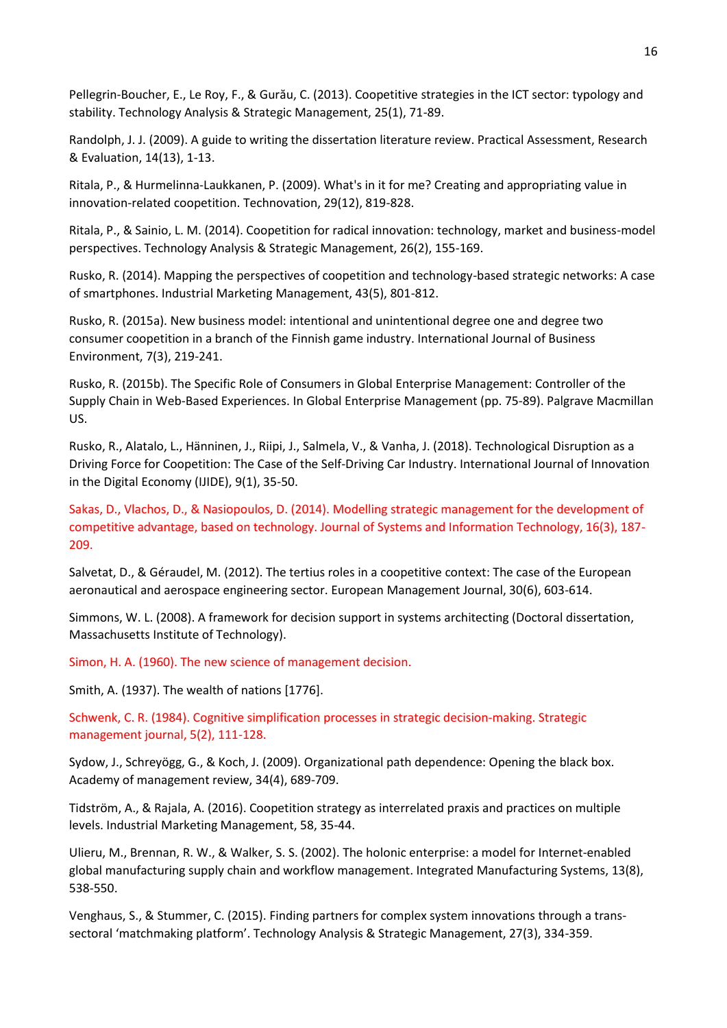Pellegrin-Boucher, E., Le Roy, F., & Gurău, C. (2013). Coopetitive strategies in the ICT sector: typology and stability. Technology Analysis & Strategic Management, 25(1), 71-89.

Randolph, J. J. (2009). A guide to writing the dissertation literature review. Practical Assessment, Research & Evaluation, 14(13), 1-13.

Ritala, P., & Hurmelinna-Laukkanen, P. (2009). What's in it for me? Creating and appropriating value in innovation-related coopetition. Technovation, 29(12), 819-828.

Ritala, P., & Sainio, L. M. (2014). Coopetition for radical innovation: technology, market and business-model perspectives. Technology Analysis & Strategic Management, 26(2), 155-169.

Rusko, R. (2014). Mapping the perspectives of coopetition and technology-based strategic networks: A case of smartphones. Industrial Marketing Management, 43(5), 801-812.

Rusko, R. (2015a). New business model: intentional and unintentional degree one and degree two consumer coopetition in a branch of the Finnish game industry. International Journal of Business Environment, 7(3), 219-241.

Rusko, R. (2015b). The Specific Role of Consumers in Global Enterprise Management: Controller of the Supply Chain in Web-Based Experiences. In Global Enterprise Management (pp. 75-89). Palgrave Macmillan US.

Rusko, R., Alatalo, L., Hänninen, J., Riipi, J., Salmela, V., & Vanha, J. (2018). Technological Disruption as a Driving Force for Coopetition: The Case of the Self-Driving Car Industry. International Journal of Innovation in the Digital Economy (IJIDE), 9(1), 35-50.

Sakas, D., Vlachos, D., & Nasiopoulos, D. (2014). Modelling strategic management for the development of competitive advantage, based on technology. Journal of Systems and Information Technology, 16(3), 187-209.

Salvetat, D., & Géraudel, M. (2012). The tertius roles in a coopetitive context: The case of the European aeronautical and aerospace engineering sector. European Management Journal, 30(6), 603-614.

Simmons, W. L. (2008). A framework for decision support in systems architecting (Doctoral dissertation, Massachusetts Institute of Technology).

Simon, H. A. (1960). The new science of management decision.

Smith, A. (1937). The wealth of nations [1776].

Schwenk, C. R. (1984). Cognitive simplification processes in strategic decision-making. Strategic management journal, 5(2), 111-128.

Sydow, J., Schreyögg, G., & Koch, J. (2009). Organizational path dependence: Opening the black box. Academy of management review, 34(4), 689-709.

Tidström, A., & Rajala, A. (2016). Coopetition strategy as interrelated praxis and practices on multiple levels. Industrial Marketing Management, 58, 35-44.

Ulieru, M., Brennan, R. W., & Walker, S. S. (2002). The holonic enterprise: a model for Internet-enabled global manufacturing supply chain and workflow management. Integrated Manufacturing Systems, 13(8), 538-550.

Venghaus, S., & Stummer, C. (2015). Finding partners for complex system innovations through a trans-sectoral 'matchmaking platform'. Technology Analysis & Strategic Management, 27(3), 334-359.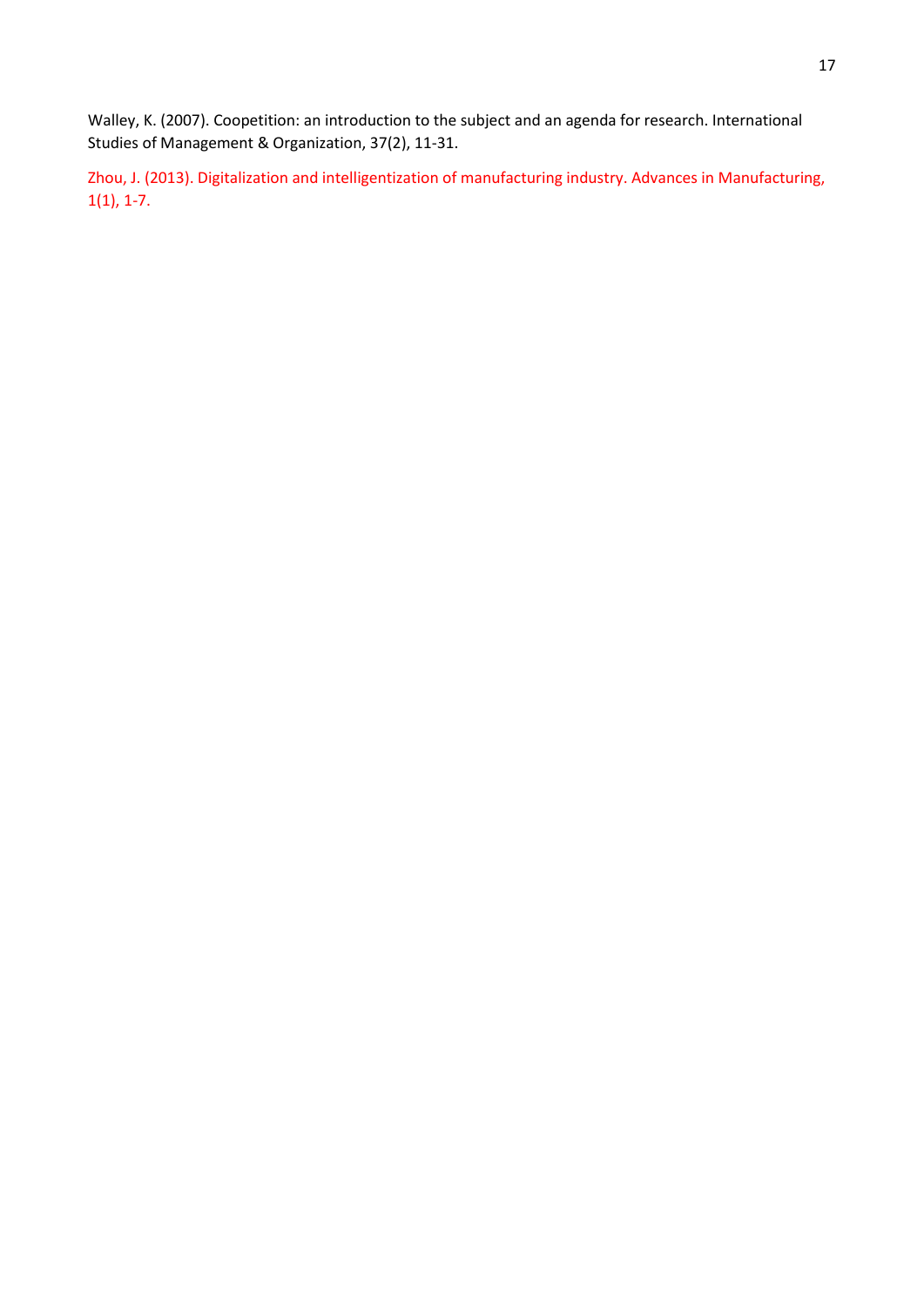Walley, K. (2007). Coopetition: an introduction to the subject and an agenda for research. International Studies of Management & Organization, 37(2), 11-31.

Zhou, J. (2013). Digitalization and intelligentization of manufacturing industry. Advances in Manufacturing, 1(1), 1-7.